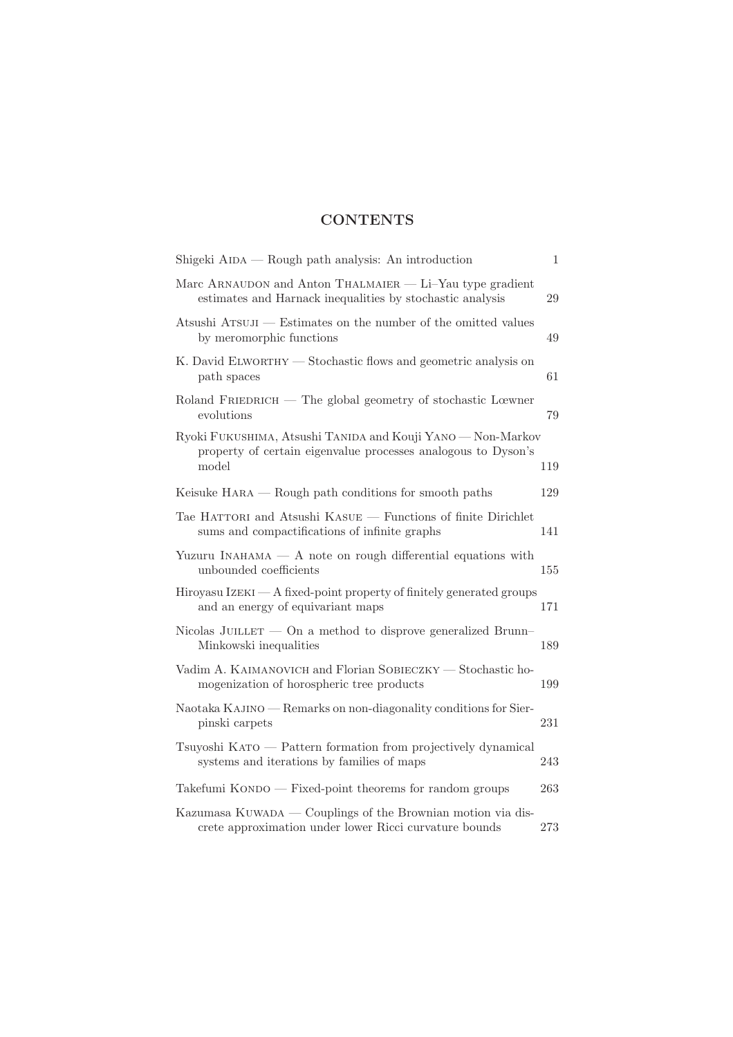# CONTENTS

Shigeki Aida — Rough path analysis: An introduction 1

Marc Arnaudon and Anton Thalmaier — Li–Yau type gradient estimates and Harnack inequalities by stochastic analysis 29

Atsushi Atsuji — Estimates on the number of the omitted values by meromorphic functions 49

K. David Elworthy — Stochastic flows and geometric analysis on path spaces 61

Roland Friedrich — The global geometry of stochastic Lœwner evolutions 79

Ryoki Fukushima, Atsushi Tanida and Kouji Yano — Non-Markov property of certain eigenvalue processes analogous to Dyson's model 119

Keisuke Hara — Rough path conditions for smooth paths 129

Tae Hattori and Atsushi Kasue — Functions of finite Dirichlet sums and compactifications of infinite graphs 141

Yuzuru Inahama — A note on rough differential equations with unbounded coefficients 155

Hiroyasu Izeki — A fixed-point property of finitely generated groups and an energy of equivariant maps 171

Nicolas Juillet — On a method to disprove generalized Brunn–Minkowski inequalities 189

Vadim A. Kaimanovich and Florian Sobieczky — Stochastic homogenization of horospheric tree products 199

Naotaka Kajino — Remarks on non-diagonality conditions for Sierpinski carpets 231

Tsuyoshi Kato — Pattern formation from projectively dynamical systems and iterations by families of maps 243

Takefumi Kondo — Fixed-point theorems for random groups 263

Kazumasa Kuwada — Couplings of the Brownian motion via discrete approximation under lower Ricci curvature bounds 273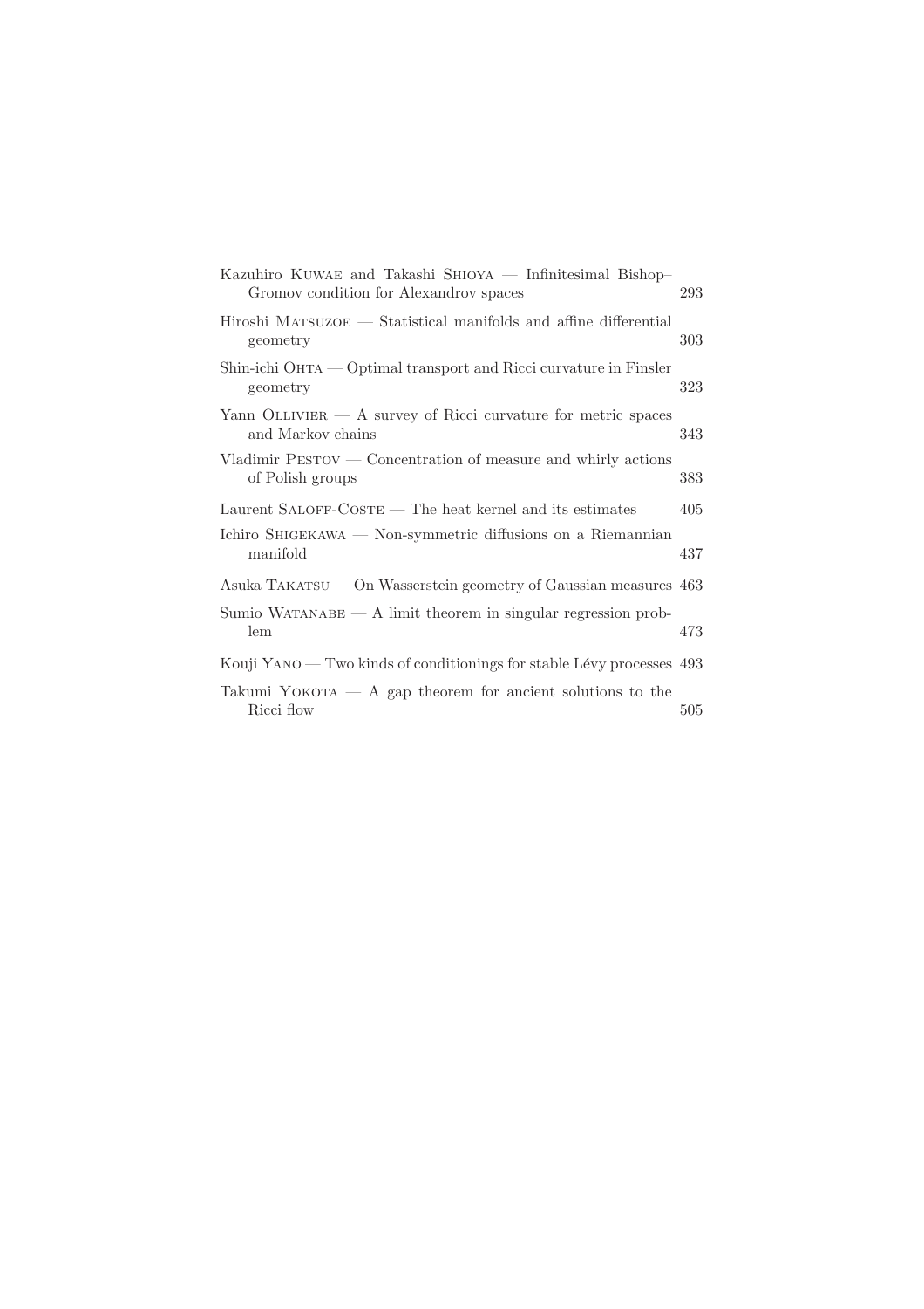Kazuhiro Kuwae and Takashi Shioya — Infinitesimal Bishop–Gromov condition for Alexandrov spaces 293

Hiroshi Matsuzoe — Statistical manifolds and affine differential geometry 303

Shin-ichi Ohta — Optimal transport and Ricci curvature in Finsler geometry 323

Yann Ollivier — A survey of Ricci curvature for metric spaces and Markov chains 343

Vladimir Pestov — Concentration of measure and whirly actions of Polish groups 383

Laurent Saloff-Coste — The heat kernel and its estimates 405

Ichiro Shigekawa — Non-symmetric diffusions on a Riemannian manifold 437

Asuka Takatsu — On Wasserstein geometry of Gaussian measures 463

Sumio Watanabe — A limit theorem in singular regression problem 473

Kouji Yano — Two kinds of conditionings for stable Lévy processes 493

Takumi Yokota — A gap theorem for ancient solutions to the Ricci flow 505